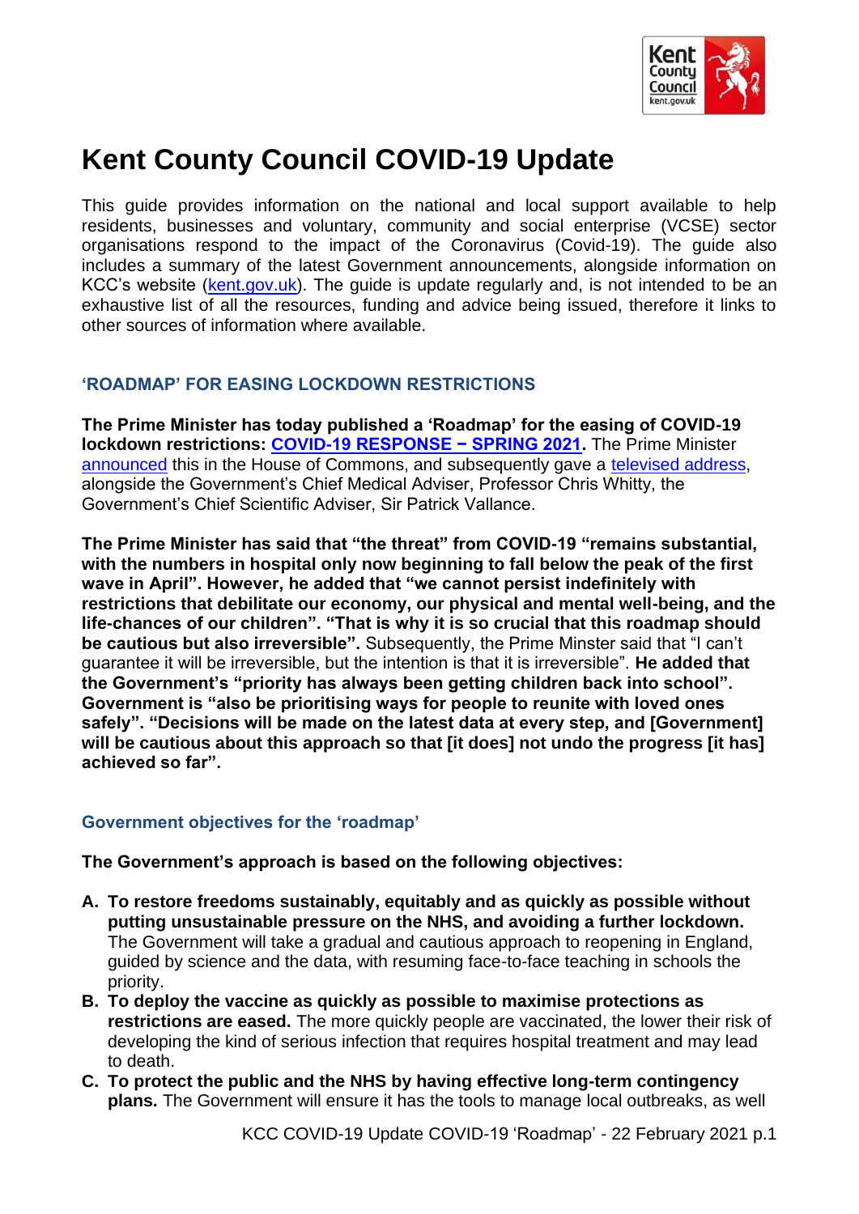# Kent County Council COVID-19 Update

This guide provides information on the national and local support available to help residents, businesses and voluntary, community and social enterprise (VCSE) sector organisations respond to the impact of the Coronavirus (Covid-19). The guide also includes a summary of the latest Government announcements, alongside information on KCC's website (kent.gov.uk). The guide is update regularly and, is not intended to be an exhaustive list of all the resources, funding and advice being issued, therefore it links to other sources of information where available.

## 'ROADMAP' FOR EASING LOCKDOWN RESTRICTIONS

**The Prime Minister has today published a 'Roadmap' for the easing of COVID-19 lockdown restrictions: COVID-19 RESPONSE – SPRING 2021.** The Prime Minister announced this in the House of Commons, and subsequently gave a televised address, alongside the Government's Chief Medical Adviser, Professor Chris Whitty, the Government's Chief Scientific Adviser, Sir Patrick Vallance.

**The Prime Minister has said that "the threat" from COVID-19 "remains substantial, with the numbers in hospital only now beginning to fall below the peak of the first wave in April". However, he added that "we cannot persist indefinitely with restrictions that debilitate our economy, our physical and mental well-being, and the life-chances of our children". "That is why it is so crucial that this roadmap should be cautious but also irreversible".** Subsequently, the Prime Minster said that "I can't guarantee it will be irreversible, but the intention is that it is irreversible". **He added that the Government's "priority has always been getting children back into school". Government is "also be prioritising ways for people to reunite with loved ones safely". "Decisions will be made on the latest data at every step, and [Government] will be cautious about this approach so that [it does] not undo the progress [it has] achieved so far".**

### Government objectives for the 'roadmap'

**The Government's approach is based on the following objectives:**

A. **To restore freedoms sustainably, equitably and as quickly as possible without putting unsustainable pressure on the NHS, and avoiding a further lockdown.** The Government will take a gradual and cautious approach to reopening in England, guided by science and the data, with resuming face-to-face teaching in schools the priority.
B. **To deploy the vaccine as quickly as possible to maximise protections as restrictions are eased.** The more quickly people are vaccinated, the lower their risk of developing the kind of serious infection that requires hospital treatment and may lead to death.
C. **To protect the public and the NHS by having effective long-term contingency plans.** The Government will ensure it has the tools to manage local outbreaks, as well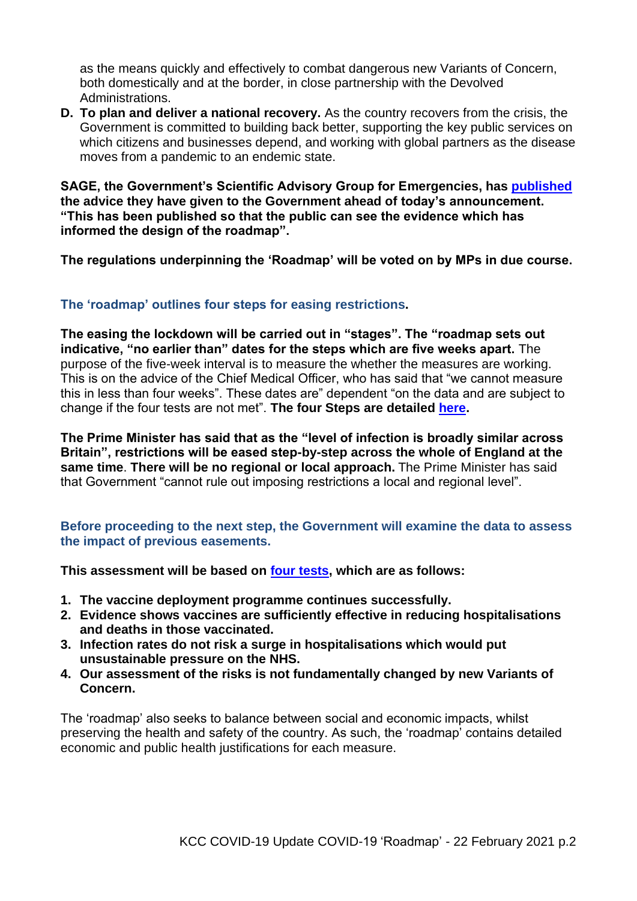as the means quickly and effectively to combat dangerous new Variants of Concern, both domestically and at the border, in close partnership with the Devolved Administrations.

D. **To plan and deliver a national recovery.** As the country recovers from the crisis, the Government is committed to building back better, supporting the key public services on which citizens and businesses depend, and working with global partners as the disease moves from a pandemic to an endemic state.

**SAGE, the Government's Scientific Advisory Group for Emergencies, has published the advice they have given to the Government ahead of today's announcement. "This has been published so that the public can see the evidence which has informed the design of the roadmap".**

**The regulations underpinning the 'Roadmap' will be voted on by MPs in due course.**

### The 'roadmap' outlines four steps for easing restrictions.

**The easing the lockdown will be carried out in "stages". The "roadmap sets out indicative, "no earlier than" dates for the steps which are five weeks apart.** The purpose of the five-week interval is to measure the whether the measures are working. This is on the advice of the Chief Medical Officer, who has said that "we cannot measure this in less than four weeks". These dates are" dependent "on the data and are subject to change if the four tests are not met". **The four Steps are detailed here.**

**The Prime Minister has said that as the "level of infection is broadly similar across Britain", restrictions will be eased step-by-step across the whole of England at the same time**. **There will be no regional or local approach.** The Prime Minister has said that Government "cannot rule out imposing restrictions a local and regional level".

### Before proceeding to the next step, the Government will examine the data to assess the impact of previous easements.

**This assessment will be based on four tests, which are as follows:**

1. **The vaccine deployment programme continues successfully.**
2. **Evidence shows vaccines are sufficiently effective in reducing hospitalisations and deaths in those vaccinated.**
3. **Infection rates do not risk a surge in hospitalisations which would put unsustainable pressure on the NHS.**
4. **Our assessment of the risks is not fundamentally changed by new Variants of Concern.**

The 'roadmap' also seeks to balance between social and economic impacts, whilst preserving the health and safety of the country. As such, the 'roadmap' contains detailed economic and public health justifications for each measure.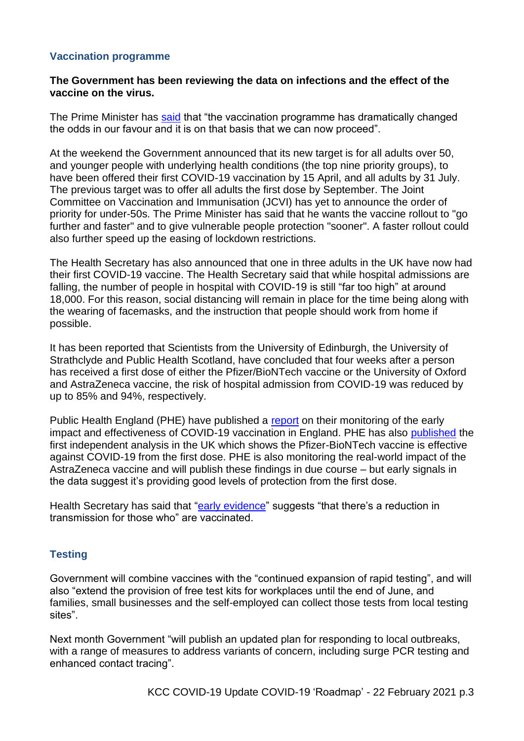## Vaccination programme

**The Government has been reviewing the data on infections and the effect of the vaccine on the virus.**

The Prime Minister has said that "the vaccination programme has dramatically changed the odds in our favour and it is on that basis that we can now proceed".

At the weekend the Government announced that its new target is for all adults over 50, and younger people with underlying health conditions (the top nine priority groups), to have been offered their first COVID-19 vaccination by 15 April, and all adults by 31 July. The previous target was to offer all adults the first dose by September. The Joint Committee on Vaccination and Immunisation (JCVI) has yet to announce the order of priority for under-50s. The Prime Minister has said that he wants the vaccine rollout to "go further and faster" and to give vulnerable people protection "sooner". A faster rollout could also further speed up the easing of lockdown restrictions.

The Health Secretary has also announced that one in three adults in the UK have now had their first COVID-19 vaccine. The Health Secretary said that while hospital admissions are falling, the number of people in hospital with COVID-19 is still "far too high" at around 18,000. For this reason, social distancing will remain in place for the time being along with the wearing of facemasks, and the instruction that people should work from home if possible.

It has been reported that Scientists from the University of Edinburgh, the University of Strathclyde and Public Health Scotland, have concluded that four weeks after a person has received a first dose of either the Pfizer/BioNTech vaccine or the University of Oxford and AstraZeneca vaccine, the risk of hospital admission from COVID-19 was reduced by up to 85% and 94%, respectively.

Public Health England (PHE) have published a report on their monitoring of the early impact and effectiveness of COVID-19 vaccination in England. PHE has also published the first independent analysis in the UK which shows the Pfizer-BioNTech vaccine is effective against COVID-19 from the first dose. PHE is also monitoring the real-world impact of the AstraZeneca vaccine and will publish these findings in due course – but early signals in the data suggest it's providing good levels of protection from the first dose.

Health Secretary has said that "early evidence" suggests "that there's a reduction in transmission for those who" are vaccinated.

## Testing

Government will combine vaccines with the "continued expansion of rapid testing", and will also "extend the provision of free test kits for workplaces until the end of June, and families, small businesses and the self-employed can collect those tests from local testing sites".

Next month Government "will publish an updated plan for responding to local outbreaks, with a range of measures to address variants of concern, including surge PCR testing and enhanced contact tracing".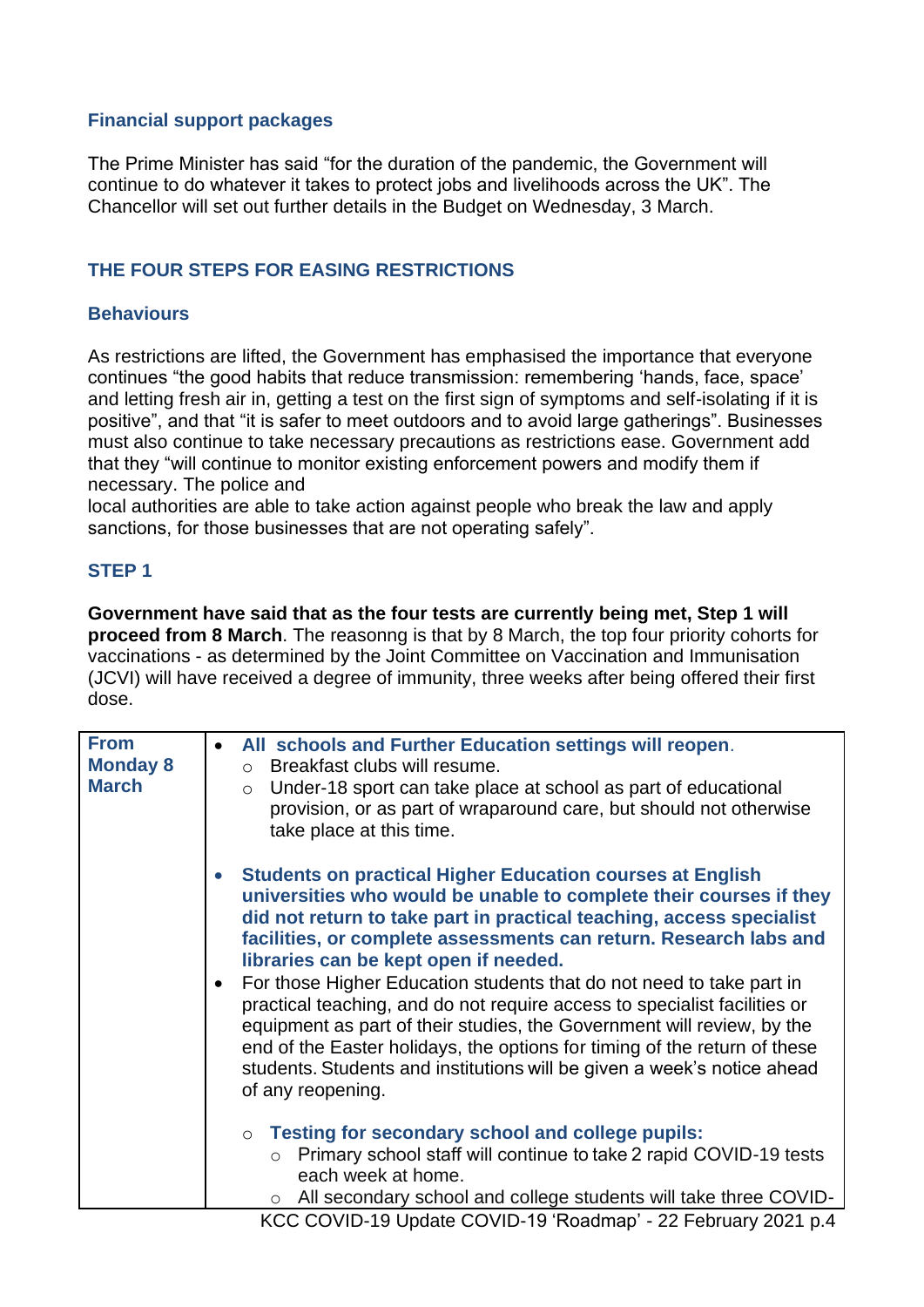### Financial support packages

The Prime Minister has said "for the duration of the pandemic, the Government will continue to do whatever it takes to protect jobs and livelihoods across the UK". The Chancellor will set out further details in the Budget on Wednesday, 3 March.

## THE FOUR STEPS FOR EASING RESTRICTIONS

### Behaviours

As restrictions are lifted, the Government has emphasised the importance that everyone continues "the good habits that reduce transmission: remembering 'hands, face, space' and letting fresh air in, getting a test on the first sign of symptoms and self-isolating if it is positive", and that "it is safer to meet outdoors and to avoid large gatherings". Businesses must also continue to take necessary precautions as restrictions ease. Government add that they "will continue to monitor existing enforcement powers and modify them if necessary. The police and
local authorities are able to take action against people who break the law and apply sanctions, for those businesses that are not operating safely".

### STEP 1

**Government have said that as the four tests are currently being met, Step 1 will proceed from 8 March**. The reasonng is that by 8 March, the top four priority cohorts for vaccinations - as determined by the Joint Committee on Vaccination and Immunisation (JCVI) will have received a degree of immunity, three weeks after being offered their first dose.

| | |
|---|---|
| **From Monday 8 March** | • **All schools and Further Education settings will reopen**.<br>&nbsp;&nbsp;○ Breakfast clubs will resume.<br>&nbsp;&nbsp;○ Under-18 sport can take place at school as part of educational provision, or as part of wraparound care, but should not otherwise take place at this time.<br><br>• **Students on practical Higher Education courses at English universities who would be unable to complete their courses if they did not return to take part in practical teaching, access specialist facilities, or complete assessments can return. Research labs and libraries can be kept open if needed.**<br>• For those Higher Education students that do not need to take part in practical teaching, and do not require access to specialist facilities or equipment as part of their studies, the Government will review, by the end of the Easter holidays, the options for timing of the return of these students. Students and institutions will be given a week's notice ahead of any reopening.<br><br>&nbsp;&nbsp;○ **Testing for secondary school and college pupils:**<br>&nbsp;&nbsp;&nbsp;&nbsp;○ Primary school staff will continue to take 2 rapid COVID-19 tests each week at home.<br>&nbsp;&nbsp;&nbsp;&nbsp;○ All secondary school and college students will take three COVID- |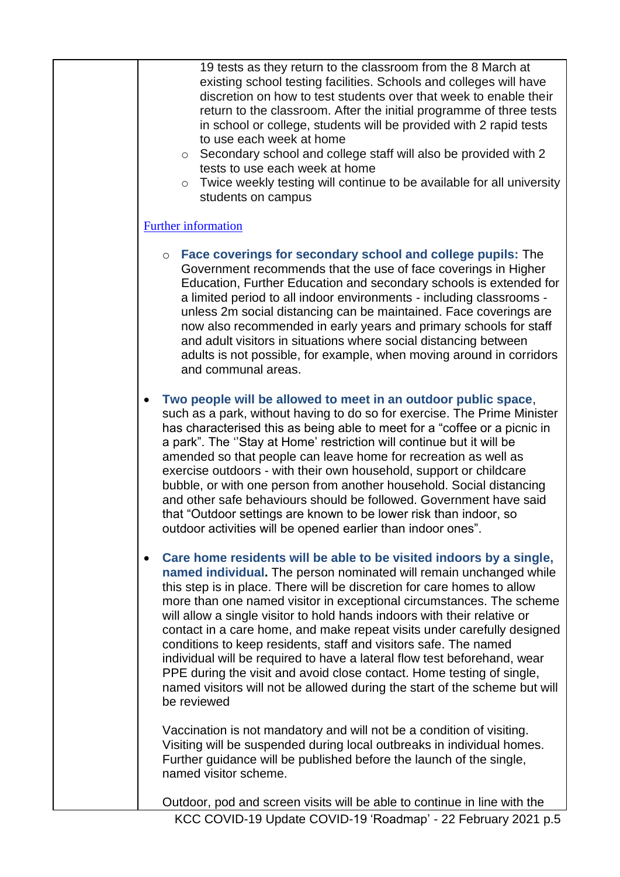19 tests as they return to the classroom from the 8 March at existing school testing facilities. Schools and colleges will have discretion on how to test students over that week to enable their return to the classroom. After the initial programme of three tests in school or college, students will be provided with 2 rapid tests to use each week at home

- Secondary school and college staff will also be provided with 2 tests to use each week at home
- Twice weekly testing will continue to be available for all university students on campus

[Further information]

- **Face coverings for secondary school and college pupils:** The Government recommends that the use of face coverings in Higher Education, Further Education and secondary schools is extended for a limited period to all indoor environments - including classrooms - unless 2m social distancing can be maintained. Face coverings are now also recommended in early years and primary schools for staff and adult visitors in situations where social distancing between adults is not possible, for example, when moving around in corridors and communal areas.

- **Two people will be allowed to meet in an outdoor public space**, such as a park, without having to do so for exercise. The Prime Minister has characterised this as being able to meet for a “coffee or a picnic in a park”. The ‘’Stay at Home’ restriction will continue but it will be amended so that people can leave home for recreation as well as exercise outdoors - with their own household, support or childcare bubble, or with one person from another household. Social distancing and other safe behaviours should be followed. Government have said that “Outdoor settings are known to be lower risk than indoor, so outdoor activities will be opened earlier than indoor ones”.

- **Care home residents will be able to be visited indoors by a single, named individual.** The person nominated will remain unchanged while this step is in place. There will be discretion for care homes to allow more than one named visitor in exceptional circumstances. The scheme will allow a single visitor to hold hands indoors with their relative or contact in a care home, and make repeat visits under carefully designed conditions to keep residents, staff and visitors safe. The named individual will be required to have a lateral flow test beforehand, wear PPE during the visit and avoid close contact. Home testing of single, named visitors will not be allowed during the start of the scheme but will be reviewed

  Vaccination is not mandatory and will not be a condition of visiting. Visiting will be suspended during local outbreaks in individual homes. Further guidance will be published before the launch of the single, named visitor scheme.

  Outdoor, pod and screen visits will be able to continue in line with the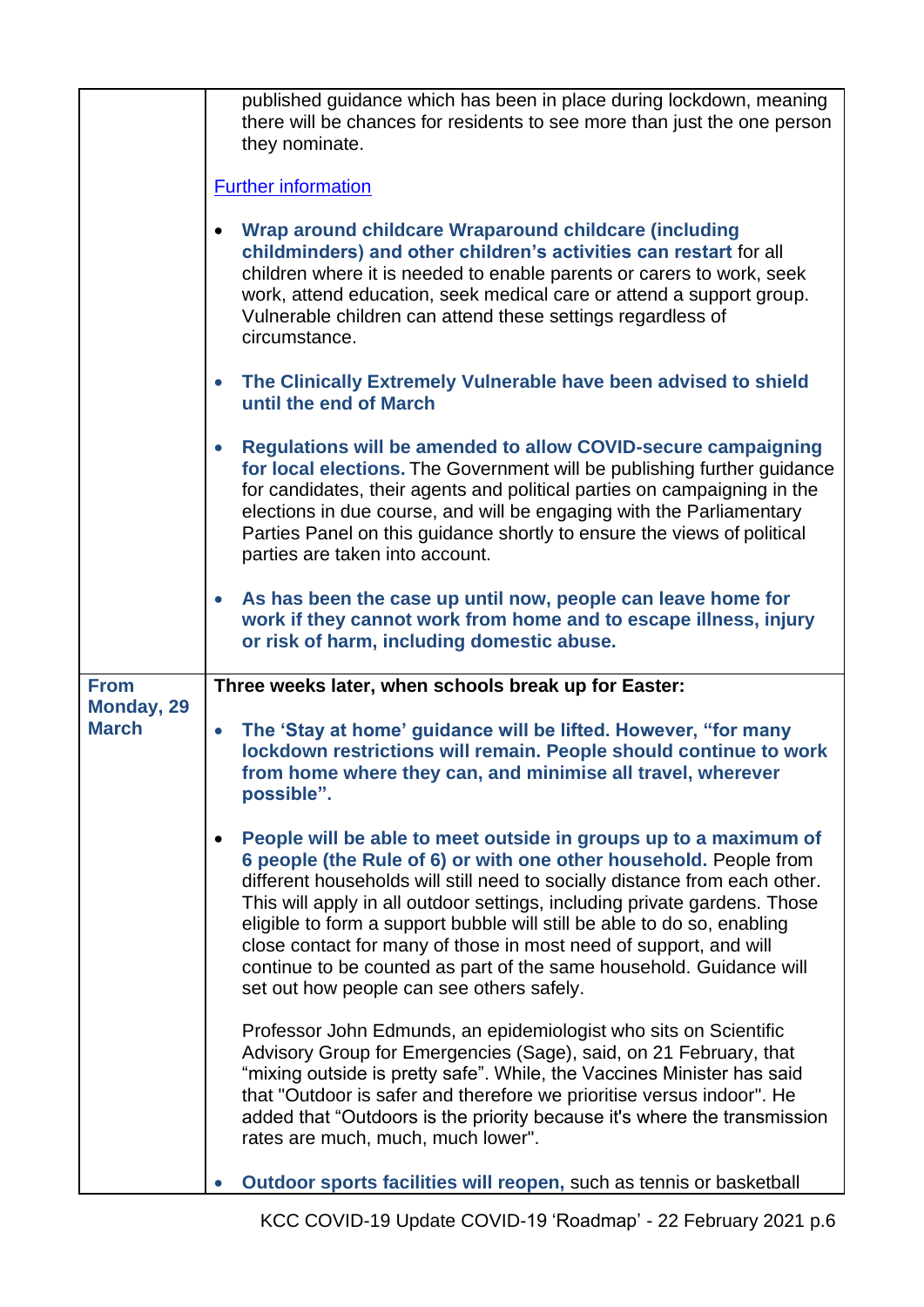| | |
|---|---|
| | published guidance which has been in place during lockdown, meaning there will be chances for residents to see more than just the one person they nominate.<br><br>[Further information]<br><br>• **Wrap around childcare Wraparound childcare (including childminders) and other children's activities can restart** for all children where it is needed to enable parents or carers to work, seek work, attend education, seek medical care or attend a support group. Vulnerable children can attend these settings regardless of circumstance.<br><br>• **The Clinically Extremely Vulnerable have been advised to shield until the end of March**<br><br>• **Regulations will be amended to allow COVID-secure campaigning for local elections.** The Government will be publishing further guidance for candidates, their agents and political parties on campaigning in the elections in due course, and will be engaging with the Parliamentary Parties Panel on this guidance shortly to ensure the views of political parties are taken into account.<br><br>• **As has been the case up until now, people can leave home for work if they cannot work from home and to escape illness, injury or risk of harm, including domestic abuse.** |
| **From Monday, 29 March** | **Three weeks later, when schools break up for Easter:**<br><br>• **The 'Stay at home' guidance will be lifted. However, "for many lockdown restrictions will remain. People should continue to work from home where they can, and minimise all travel, wherever possible".**<br><br>• **People will be able to meet outside in groups up to a maximum of 6 people (the Rule of 6) or with one other household.** People from different households will still need to socially distance from each other. This will apply in all outdoor settings, including private gardens. Those eligible to form a support bubble will still be able to do so, enabling close contact for many of those in most need of support, and will continue to be counted as part of the same household. Guidance will set out how people can see others safely.<br><br>Professor John Edmunds, an epidemiologist who sits on Scientific Advisory Group for Emergencies (Sage), said, on 21 February, that "mixing outside is pretty safe". While, the Vaccines Minister has said that "Outdoor is safer and therefore we prioritise versus indoor". He added that "Outdoors is the priority because it's where the transmission rates are much, much, much lower".<br><br>• **Outdoor sports facilities will reopen,** such as tennis or basketball |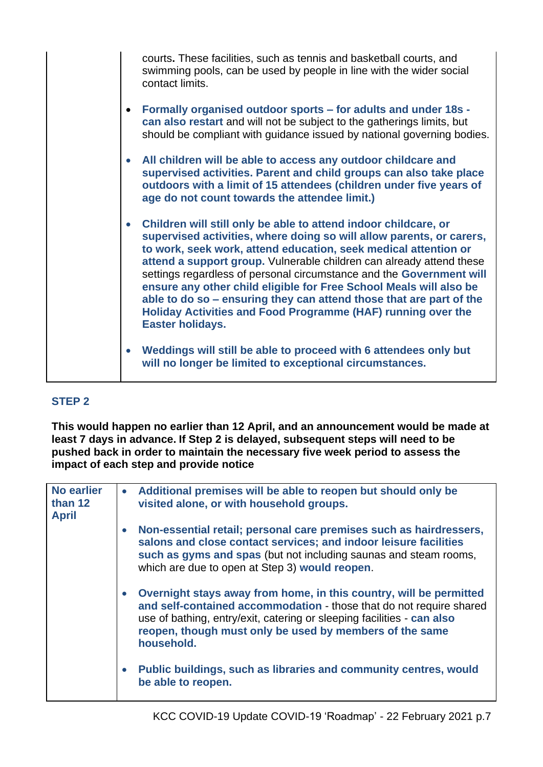| | |
|---|---|
| | courts**.** These facilities, such as tennis and basketball courts, and swimming pools, can be used by people in line with the wider social contact limits.<br><br>• **Formally organised outdoor sports – for adults and under 18s - can also restart** and will not be subject to the gatherings limits, but should be compliant with guidance issued by national governing bodies.<br><br>• **All children will be able to access any outdoor childcare and supervised activities. Parent and child groups can also take place outdoors with a limit of 15 attendees (children under five years of age do not count towards the attendee limit.)**<br><br>• **Children will still only be able to attend indoor childcare, or supervised activities, where doing so will allow parents, or carers, to work, seek work, attend education, seek medical attention or attend a support group.** Vulnerable children can already attend these settings regardless of personal circumstance and the **Government will ensure any other child eligible for Free School Meals will also be able to do so – ensuring they can attend those that are part of the Holiday Activities and Food Programme (HAF) running over the Easter holidays.**<br><br>• **Weddings will still be able to proceed with 6 attendees only but will no longer be limited to exceptional circumstances.** |

### STEP 2

**This would happen no earlier than 12 April, and an announcement would be made at least 7 days in advance. If Step 2 is delayed, subsequent steps will need to be pushed back in order to maintain the necessary five week period to assess the impact of each step and provide notice**

| | |
|---|---|
| **No earlier than 12 April** | • **Additional premises will be able to reopen but should only be visited alone, or with household groups.**<br><br>• **Non-essential retail; personal care premises such as hairdressers, salons and close contact services; and indoor leisure facilities such as gyms and spas** (but not including saunas and steam rooms, which are due to open at Step 3) **would reopen**.<br><br>• **Overnight stays away from home, in this country, will be permitted and self-contained accommodation** - those that do not require shared use of bathing, entry/exit, catering or sleeping facilities - **can also reopen, though must only be used by members of the same household.**<br><br>• **Public buildings, such as libraries and community centres, would be able to reopen.** |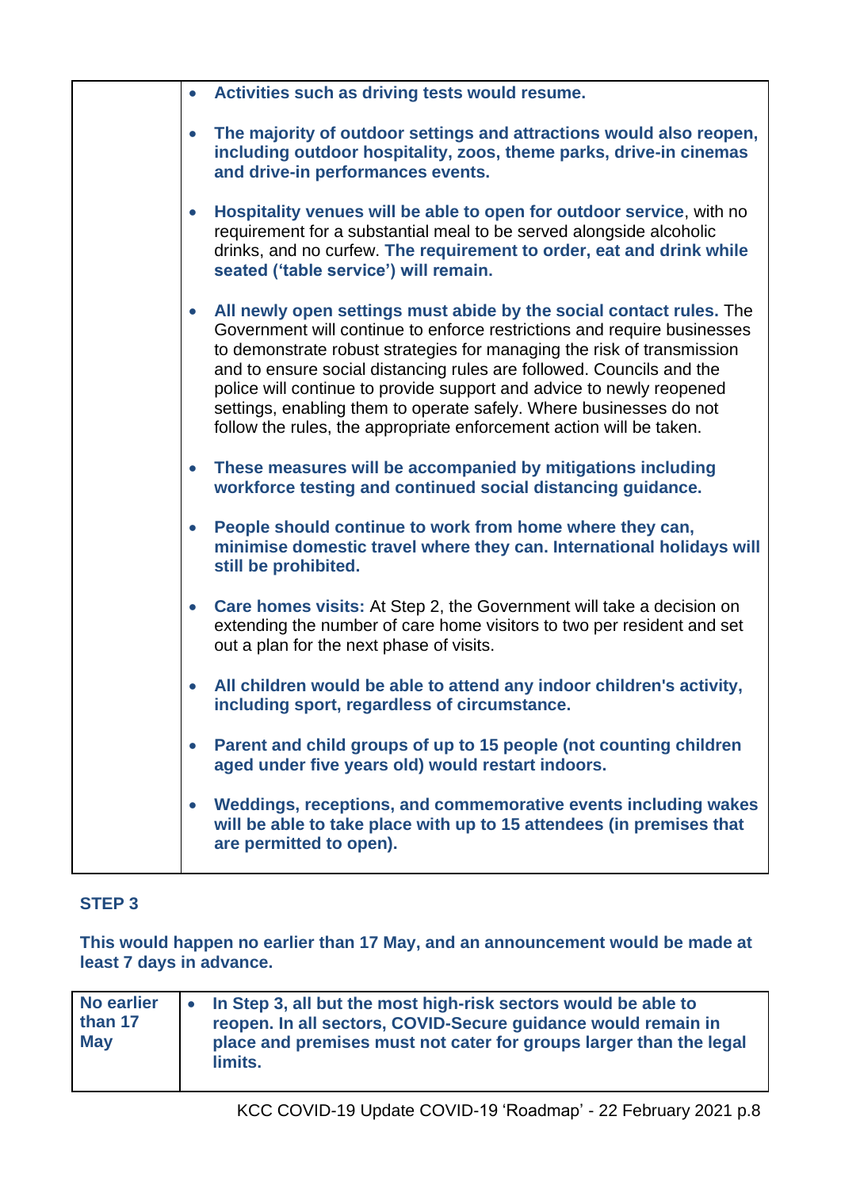| | |
|---|---|
| | • **Activities such as driving tests would resume.**<br><br>• **The majority of outdoor settings and attractions would also reopen, including outdoor hospitality, zoos, theme parks, drive-in cinemas and drive-in performances events.**<br><br>• **Hospitality venues will be able to open for outdoor service**, with no requirement for a substantial meal to be served alongside alcoholic drinks, and no curfew. **The requirement to order, eat and drink while seated ('table service') will remain.**<br><br>• **All newly open settings must abide by the social contact rules.** The Government will continue to enforce restrictions and require businesses to demonstrate robust strategies for managing the risk of transmission and to ensure social distancing rules are followed. Councils and the police will continue to provide support and advice to newly reopened settings, enabling them to operate safely. Where businesses do not follow the rules, the appropriate enforcement action will be taken.<br><br>• **These measures will be accompanied by mitigations including workforce testing and continued social distancing guidance.**<br><br>• **People should continue to work from home where they can, minimise domestic travel where they can. International holidays will still be prohibited.**<br><br>• **Care homes visits:** At Step 2, the Government will take a decision on extending the number of care home visitors to two per resident and set out a plan for the next phase of visits.<br><br>• **All children would be able to attend any indoor children's activity, including sport, regardless of circumstance.**<br><br>• **Parent and child groups of up to 15 people (not counting children aged under five years old) would restart indoors.**<br><br>• **Weddings, receptions, and commemorative events including wakes will be able to take place with up to 15 attendees (in premises that are permitted to open).** |

**STEP 3**

**This would happen no earlier than 17 May, and an announcement would be made at least 7 days in advance.**

| | |
|---|---|
| **No earlier than 17 May** | • **In Step 3, all but the most high-risk sectors would be able to reopen. In all sectors, COVID-Secure guidance would remain in place and premises must not cater for groups larger than the legal limits.** |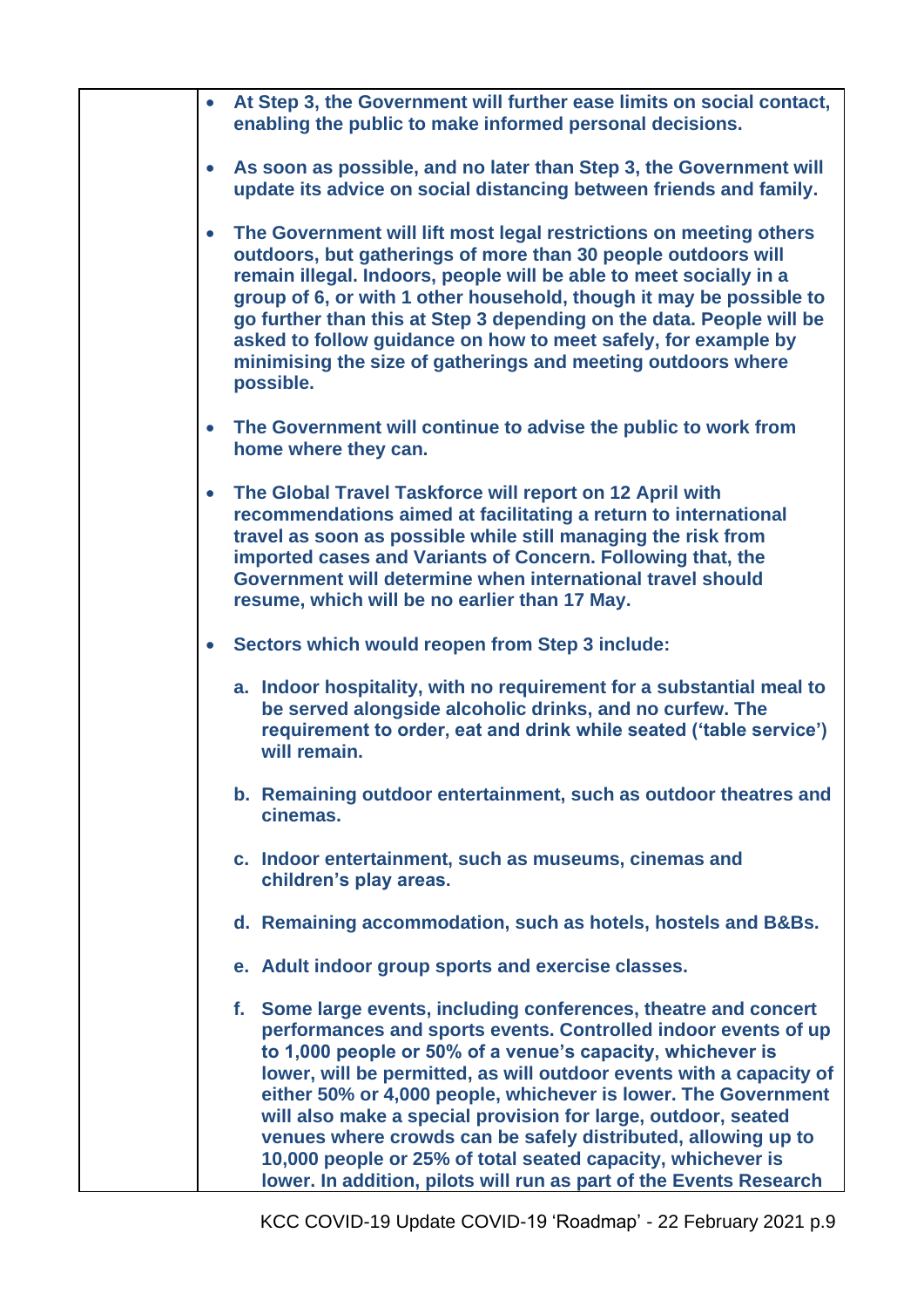- **At Step 3, the Government will further ease limits on social contact, enabling the public to make informed personal decisions.**

- **As soon as possible, and no later than Step 3, the Government will update its advice on social distancing between friends and family.**

- **The Government will lift most legal restrictions on meeting others outdoors, but gatherings of more than 30 people outdoors will remain illegal. Indoors, people will be able to meet socially in a group of 6, or with 1 other household, though it may be possible to go further than this at Step 3 depending on the data. People will be asked to follow guidance on how to meet safely, for example by minimising the size of gatherings and meeting outdoors where possible.**

- **The Government will continue to advise the public to work from home where they can.**

- **The Global Travel Taskforce will report on 12 April with recommendations aimed at facilitating a return to international travel as soon as possible while still managing the risk from imported cases and Variants of Concern. Following that, the Government will determine when international travel should resume, which will be no earlier than 17 May.**

- **Sectors which would reopen from Step 3 include:**

  a. **Indoor hospitality, with no requirement for a substantial meal to be served alongside alcoholic drinks, and no curfew. The requirement to order, eat and drink while seated ('table service') will remain.**

  b. **Remaining outdoor entertainment, such as outdoor theatres and cinemas.**

  c. **Indoor entertainment, such as museums, cinemas and children's play areas.**

  d. **Remaining accommodation, such as hotels, hostels and B&Bs.**

  e. **Adult indoor group sports and exercise classes.**

  f. **Some large events, including conferences, theatre and concert performances and sports events. Controlled indoor events of up to 1,000 people or 50% of a venue's capacity, whichever is lower, will be permitted, as will outdoor events with a capacity of either 50% or 4,000 people, whichever is lower. The Government will also make a special provision for large, outdoor, seated venues where crowds can be safely distributed, allowing up to 10,000 people or 25% of total seated capacity, whichever is lower. In addition, pilots will run as part of the Events Research**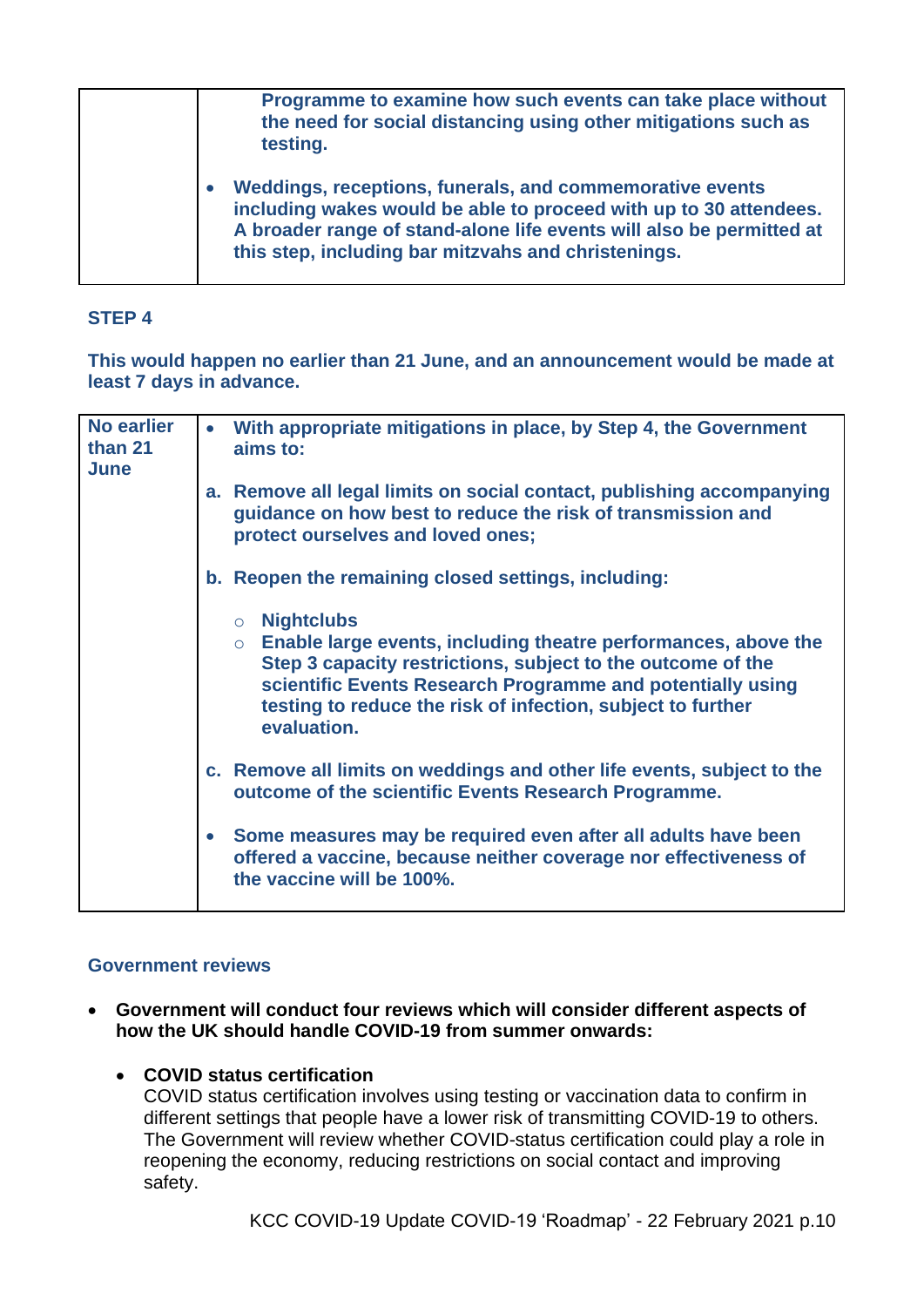| | |
|---|---|
| | Programme to examine how such events can take place without the need for social distancing using other mitigations such as testing.<br><br>• **Weddings, receptions, funerals, and commemorative events including wakes would be able to proceed with up to 30 attendees. A broader range of stand-alone life events will also be permitted at this step, including bar mitzvahs and christenings.** |

**STEP 4**

**This would happen no earlier than 21 June, and an announcement would be made at least 7 days in advance.**

| | |
|---|---|
| **No earlier than 21 June** | • **With appropriate mitigations in place, by Step 4, the Government aims to:**<br><br>**a. Remove all legal limits on social contact, publishing accompanying guidance on how best to reduce the risk of transmission and protect ourselves and loved ones;**<br><br>**b. Reopen the remaining closed settings, including:**<br><br>○ **Nightclubs**<br>○ **Enable large events, including theatre performances, above the Step 3 capacity restrictions, subject to the outcome of the scientific Events Research Programme and potentially using testing to reduce the risk of infection, subject to further evaluation.**<br><br>**c. Remove all limits on weddings and other life events, subject to the outcome of the scientific Events Research Programme.**<br><br>• **Some measures may be required even after all adults have been offered a vaccine, because neither coverage nor effectiveness of the vaccine will be 100%.** |

**Government reviews**

- **Government will conduct four reviews which will consider different aspects of how the UK should handle COVID-19 from summer onwards:**

  - **COVID status certification**
    COVID status certification involves using testing or vaccination data to confirm in different settings that people have a lower risk of transmitting COVID-19 to others. The Government will review whether COVID-status certification could play a role in reopening the economy, reducing restrictions on social contact and improving safety.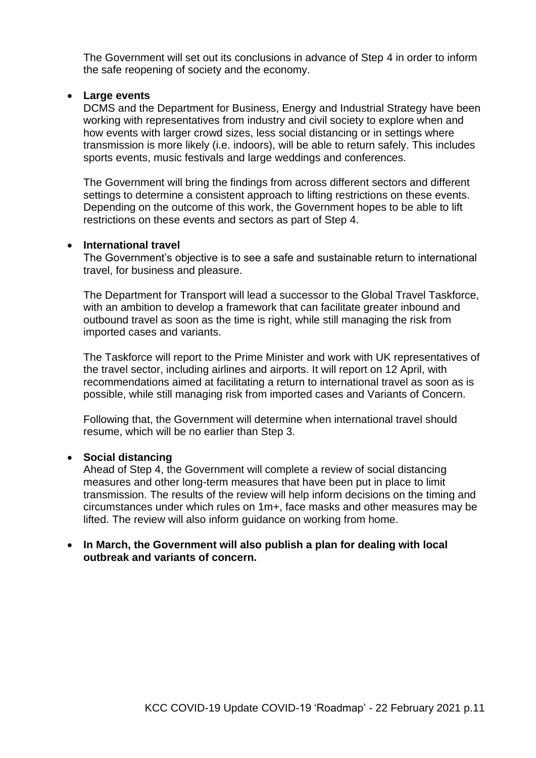The Government will set out its conclusions in advance of Step 4 in order to inform the safe reopening of society and the economy.

- **Large events**
  DCMS and the Department for Business, Energy and Industrial Strategy have been working with representatives from industry and civil society to explore when and how events with larger crowd sizes, less social distancing or in settings where transmission is more likely (i.e. indoors), will be able to return safely. This includes sports events, music festivals and large weddings and conferences.

  The Government will bring the findings from across different sectors and different settings to determine a consistent approach to lifting restrictions on these events. Depending on the outcome of this work, the Government hopes to be able to lift restrictions on these events and sectors as part of Step 4.

- **International travel**
  The Government's objective is to see a safe and sustainable return to international travel, for business and pleasure.

  The Department for Transport will lead a successor to the Global Travel Taskforce, with an ambition to develop a framework that can facilitate greater inbound and outbound travel as soon as the time is right, while still managing the risk from imported cases and variants.

  The Taskforce will report to the Prime Minister and work with UK representatives of the travel sector, including airlines and airports. It will report on 12 April, with recommendations aimed at facilitating a return to international travel as soon as is possible, while still managing risk from imported cases and Variants of Concern.

  Following that, the Government will determine when international travel should resume, which will be no earlier than Step 3.

- **Social distancing**
  Ahead of Step 4, the Government will complete a review of social distancing measures and other long-term measures that have been put in place to limit transmission. The results of the review will help inform decisions on the timing and circumstances under which rules on 1m+, face masks and other measures may be lifted. The review will also inform guidance on working from home.

- **In March, the Government will also publish a plan for dealing with local outbreak and variants of concern.**